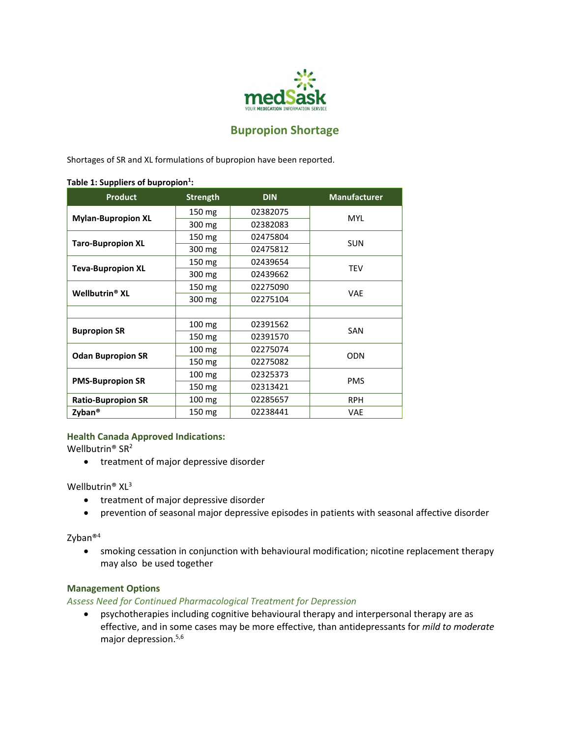medSask
YOUR MEDICATION INFORMATION SERVICE

# Bupropion Shortage

Shortages of SR and XL formulations of bupropion have been reported.

**Table 1: Suppliers of bupropion[1]:**

| Product | Strength | DIN | Manufacturer |
|---|---|---|---|
| **Mylan-Bupropion XL** | 150 mg | 02382075 | MYL |
| | 300 mg | 02382083 | |
| **Taro-Bupropion XL** | 150 mg | 02475804 | SUN |
| | 300 mg | 02475812 | |
| **Teva-Bupropion XL** | 150 mg | 02439654 | TEV |
| | 300 mg | 02439662 | |
| **Wellbutrin® XL** | 150 mg | 02275090 | VAE |
| | 300 mg | 02275104 | |
| | | | |
| **Bupropion SR** | 100 mg | 02391562 | SAN |
| | 150 mg | 02391570 | |
| **Odan Bupropion SR** | 100 mg | 02275074 | ODN |
| | 150 mg | 02275082 | |
| **PMS-Bupropion SR** | 100 mg | 02325373 | PMS |
| | 150 mg | 02313421 | |
| **Ratio-Bupropion SR** | 100 mg | 02285657 | RPH |
| **Zyban®** | 150 mg | 02238441 | VAE |

## Health Canada Approved Indications:

Wellbutrin® SR[2]

- treatment of major depressive disorder

Wellbutrin® XL[3]

- treatment of major depressive disorder
- prevention of seasonal major depressive episodes in patients with seasonal affective disorder

Zyban®[4]

- smoking cessation in conjunction with behavioural modification; nicotine replacement therapy may also be used together

## Management Options

*Assess Need for Continued Pharmacological Treatment for Depression*

- psychotherapies including cognitive behavioural therapy and interpersonal therapy are as effective, and in some cases may be more effective, than antidepressants for *mild to moderate* major depression.[5,6]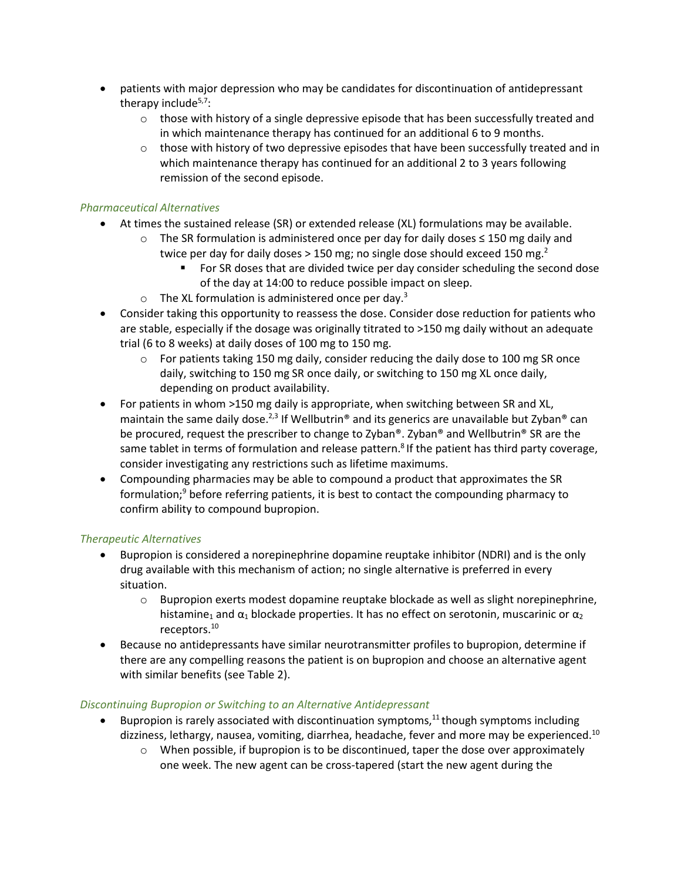- patients with major depression who may be candidates for discontinuation of antidepressant therapy include[5,7]:
  - those with history of a single depressive episode that has been successfully treated and in which maintenance therapy has continued for an additional 6 to 9 months.
  - those with history of two depressive episodes that have been successfully treated and in which maintenance therapy has continued for an additional 2 to 3 years following remission of the second episode.

*Pharmaceutical Alternatives*

- At times the sustained release (SR) or extended release (XL) formulations may be available.
  - The SR formulation is administered once per day for daily doses ≤ 150 mg daily and twice per day for daily doses > 150 mg; no single dose should exceed 150 mg.[2]
    - For SR doses that are divided twice per day consider scheduling the second dose of the day at 14:00 to reduce possible impact on sleep.
  - The XL formulation is administered once per day.[3]
- Consider taking this opportunity to reassess the dose. Consider dose reduction for patients who are stable, especially if the dosage was originally titrated to >150 mg daily without an adequate trial (6 to 8 weeks) at daily doses of 100 mg to 150 mg.
  - For patients taking 150 mg daily, consider reducing the daily dose to 100 mg SR once daily, switching to 150 mg SR once daily, or switching to 150 mg XL once daily, depending on product availability.
- For patients in whom >150 mg daily is appropriate, when switching between SR and XL, maintain the same daily dose.[2,3] If Wellbutrin® and its generics are unavailable but Zyban® can be procured, request the prescriber to change to Zyban®. Zyban® and Wellbutrin® SR are the same tablet in terms of formulation and release pattern.[8] If the patient has third party coverage, consider investigating any restrictions such as lifetime maximums.
- Compounding pharmacies may be able to compound a product that approximates the SR formulation;[9] before referring patients, it is best to contact the compounding pharmacy to confirm ability to compound bupropion.

*Therapeutic Alternatives*

- Bupropion is considered a norepinephrine dopamine reuptake inhibitor (NDRI) and is the only drug available with this mechanism of action; no single alternative is preferred in every situation.
  - Bupropion exerts modest dopamine reuptake blockade as well as slight norepinephrine, histamine$_1$ and $\alpha_1$ blockade properties. It has no effect on serotonin, muscarinic or $\alpha_2$ receptors.[10]
- Because no antidepressants have similar neurotransmitter profiles to bupropion, determine if there are any compelling reasons the patient is on bupropion and choose an alternative agent with similar benefits (see Table 2).

*Discontinuing Bupropion or Switching to an Alternative Antidepressant*

- Bupropion is rarely associated with discontinuation symptoms,[11] though symptoms including dizziness, lethargy, nausea, vomiting, diarrhea, headache, fever and more may be experienced.[10]
  - When possible, if bupropion is to be discontinued, taper the dose over approximately one week. The new agent can be cross-tapered (start the new agent during the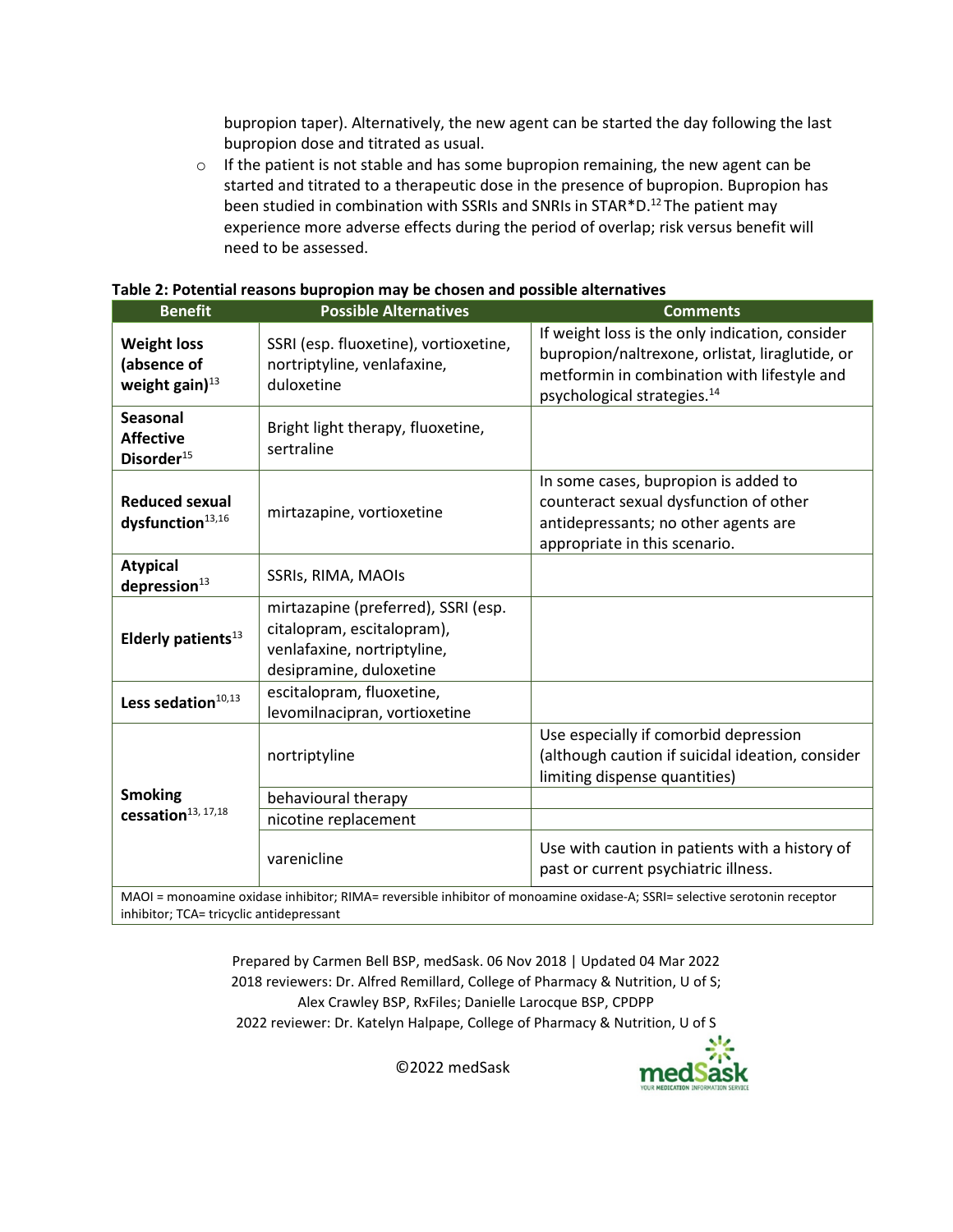bupropion taper). Alternatively, the new agent can be started the day following the last bupropion dose and titrated as usual.

- If the patient is not stable and has some bupropion remaining, the new agent can be started and titrated to a therapeutic dose in the presence of bupropion. Bupropion has been studied in combination with SSRIs and SNRIs in STAR*D.[12] The patient may experience more adverse effects during the period of overlap; risk versus benefit will need to be assessed.

**Table 2: Potential reasons bupropion may be chosen and possible alternatives**

| Benefit | Possible Alternatives | Comments |
|---|---|---|
| **Weight loss (absence of weight gain)**[13] | SSRI (esp. fluoxetine), vortioxetine, nortriptyline, venlafaxine, duloxetine | If weight loss is the only indication, consider bupropion/naltrexone, orlistat, liraglutide, or metformin in combination with lifestyle and psychological strategies.[14] |
| **Seasonal Affective Disorder**[15] | Bright light therapy, fluoxetine, sertraline | |
| **Reduced sexual dysfunction**[13,16] | mirtazapine, vortioxetine | In some cases, bupropion is added to counteract sexual dysfunction of other antidepressants; no other agents are appropriate in this scenario. |
| **Atypical depression**[13] | SSRIs, RIMA, MAOIs | |
| **Elderly patients**[13] | mirtazapine (preferred), SSRI (esp. citalopram, escitalopram), venlafaxine, nortriptyline, desipramine, duloxetine | |
| **Less sedation**[10,13] | escitalopram, fluoxetine, levomilnacipran, vortioxetine | |
| **Smoking cessation**[13,17,18] | nortriptyline | Use especially if comorbid depression (although caution if suicidal ideation, consider limiting dispense quantities) |
| | behavioural therapy | |
| | nicotine replacement | |
| | varenicline | Use with caution in patients with a history of past or current psychiatric illness. |

MAOI = monoamine oxidase inhibitor; RIMA= reversible inhibitor of monoamine oxidase-A; SSRI= selective serotonin receptor inhibitor; TCA= tricyclic antidepressant

Prepared by Carmen Bell BSP, medSask. 06 Nov 2018 | Updated 04 Mar 2022
2018 reviewers: Dr. Alfred Remillard, College of Pharmacy & Nutrition, U of S; Alex Crawley BSP, RxFiles; Danielle Larocque BSP, CPDPP
2022 reviewer: Dr. Katelyn Halpape, College of Pharmacy & Nutrition, U of S

©2022 medSask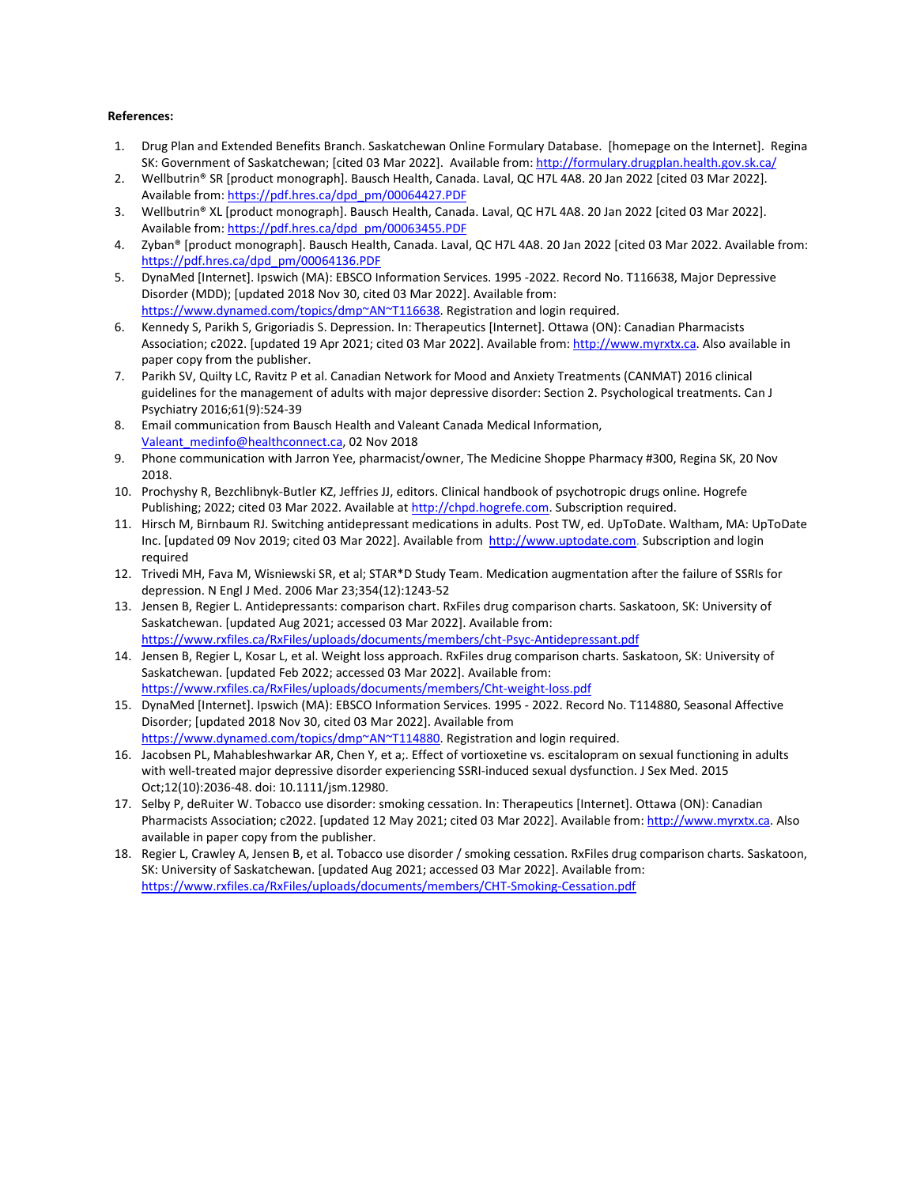**References:**

1. Drug Plan and Extended Benefits Branch. Saskatchewan Online Formulary Database. [homepage on the Internet]. Regina SK: Government of Saskatchewan; [cited 03 Mar 2022]. Available from: http://formulary.drugplan.health.gov.sk.ca/
2. Wellbutrin® SR [product monograph]. Bausch Health, Canada. Laval, QC H7L 4A8. 20 Jan 2022 [cited 03 Mar 2022]. Available from: https://pdf.hres.ca/dpd_pm/00064427.PDF
3. Wellbutrin® XL [product monograph]. Bausch Health, Canada. Laval, QC H7L 4A8. 20 Jan 2022 [cited 03 Mar 2022]. Available from: https://pdf.hres.ca/dpd_pm/00063455.PDF
4. Zyban® [product monograph]. Bausch Health, Canada. Laval, QC H7L 4A8. 20 Jan 2022 [cited 03 Mar 2022. Available from: https://pdf.hres.ca/dpd_pm/00064136.PDF
5. DynaMed [Internet]. Ipswich (MA): EBSCO Information Services. 1995 -2022. Record No. T116638, Major Depressive Disorder (MDD); [updated 2018 Nov 30, cited 03 Mar 2022]. Available from: https://www.dynamed.com/topics/dmp~AN~T116638. Registration and login required.
6. Kennedy S, Parikh S, Grigoriadis S. Depression. In: Therapeutics [Internet]. Ottawa (ON): Canadian Pharmacists Association; c2022. [updated 19 Apr 2021; cited 03 Mar 2022]. Available from: http://www.myrxtx.ca. Also available in paper copy from the publisher.
7. Parikh SV, Quilty LC, Ravitz P et al. Canadian Network for Mood and Anxiety Treatments (CANMAT) 2016 clinical guidelines for the management of adults with major depressive disorder: Section 2. Psychological treatments. Can J Psychiatry 2016;61(9):524-39
8. Email communication from Bausch Health and Valeant Canada Medical Information, Valeant_medinfo@healthconnect.ca, 02 Nov 2018
9. Phone communication with Jarron Yee, pharmacist/owner, The Medicine Shoppe Pharmacy #300, Regina SK, 20 Nov 2018.
10. Prochyshy R, Bezchlibnyk-Butler KZ, Jeffries JJ, editors. Clinical handbook of psychotropic drugs online. Hogrefe Publishing; 2022; cited 03 Mar 2022. Available at http://chpd.hogrefe.com. Subscription required.
11. Hirsch M, Birnbaum RJ. Switching antidepressant medications in adults. Post TW, ed. UpToDate. Waltham, MA: UpToDate Inc. [updated 09 Nov 2019; cited 03 Mar 2022]. Available from http://www.uptodate.com. Subscription and login required
12. Trivedi MH, Fava M, Wisniewski SR, et al; STAR*D Study Team. Medication augmentation after the failure of SSRIs for depression. N Engl J Med. 2006 Mar 23;354(12):1243-52
13. Jensen B, Regier L. Antidepressants: comparison chart. RxFiles drug comparison charts. Saskatoon, SK: University of Saskatchewan. [updated Aug 2021; accessed 03 Mar 2022]. Available from: https://www.rxfiles.ca/RxFiles/uploads/documents/members/cht-Psyc-Antidepressant.pdf
14. Jensen B, Regier L, Kosar L, et al. Weight loss approach. RxFiles drug comparison charts. Saskatoon, SK: University of Saskatchewan. [updated Feb 2022; accessed 03 Mar 2022]. Available from: https://www.rxfiles.ca/RxFiles/uploads/documents/members/Cht-weight-loss.pdf
15. DynaMed [Internet]. Ipswich (MA): EBSCO Information Services. 1995 - 2022. Record No. T114880, Seasonal Affective Disorder; [updated 2018 Nov 30, cited 03 Mar 2022]. Available from https://www.dynamed.com/topics/dmp~AN~T114880. Registration and login required.
16. Jacobsen PL, Mahableshwarkar AR, Chen Y, et a;. Effect of vortioxetine vs. escitalopram on sexual functioning in adults with well-treated major depressive disorder experiencing SSRI-induced sexual dysfunction. J Sex Med. 2015 Oct;12(10):2036-48. doi: 10.1111/jsm.12980.
17. Selby P, deRuiter W. Tobacco use disorder: smoking cessation. In: Therapeutics [Internet]. Ottawa (ON): Canadian Pharmacists Association; c2022. [updated 12 May 2021; cited 03 Mar 2022]. Available from: http://www.myrxtx.ca. Also available in paper copy from the publisher.
18. Regier L, Crawley A, Jensen B, et al. Tobacco use disorder / smoking cessation. RxFiles drug comparison charts. Saskatoon, SK: University of Saskatchewan. [updated Aug 2021; accessed 03 Mar 2022]. Available from: https://www.rxfiles.ca/RxFiles/uploads/documents/members/CHT-Smoking-Cessation.pdf